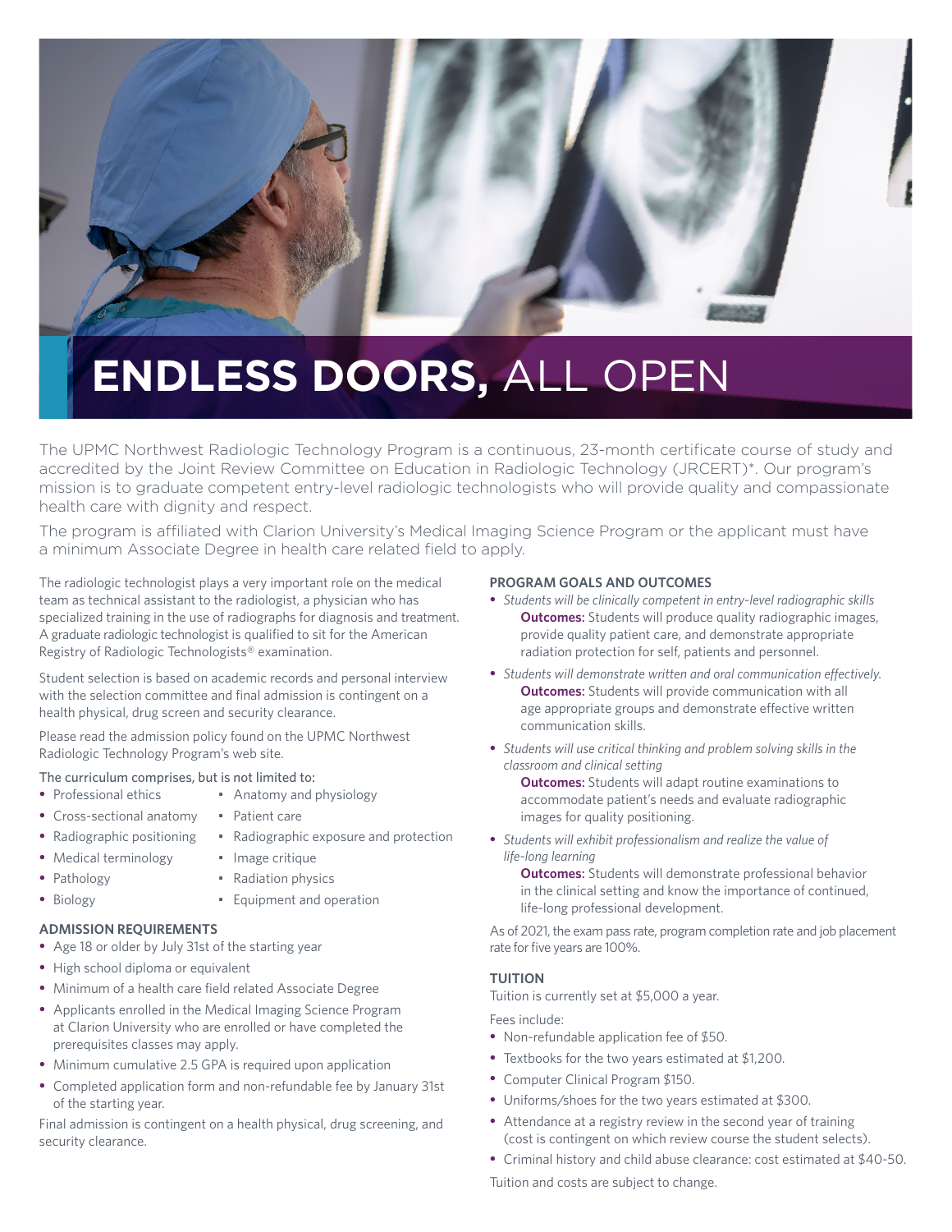# ENDLESS DOORS, ALL OPEN

The UPMC Northwest Radiologic Technology Program is a continuous, 23-month certificate course of study and accredited by the Joint Review Committee on Education in Radiologic Technology (JRCERT)*. Our program's mission is to graduate competent entry-level radiologic technologists who will provide quality and compassionate health care with dignity and respect.

The program is affiliated with Clarion University's Medical Imaging Science Program or the applicant must have a minimum Associate Degree in health care related field to apply.

The radiologic technologist plays a very important role on the medical team as technical assistant to the radiologist, a physician who has specialized training in the use of radiographs for diagnosis and treatment. A graduate radiologic technologist is qualified to sit for the American Registry of Radiologic Technologists® examination.

Student selection is based on academic records and personal interview with the selection committee and final admission is contingent on a health physical, drug screen and security clearance.

Please read the admission policy found on the UPMC Northwest Radiologic Technology Program's web site.

The curriculum comprises, but is not limited to:

- Professional ethics
- Cross-sectional anatomy
- Radiographic positioning
- Medical terminology
- Pathology
- Biology
- Anatomy and physiology
- Patient care
- Radiographic exposure and protection
- Image critique
- Radiation physics
- Equipment and operation

### ADMISSION REQUIREMENTS

- Age 18 or older by July 31st of the starting year
- High school diploma or equivalent
- Minimum of a health care field related Associate Degree
- Applicants enrolled in the Medical Imaging Science Program at Clarion University who are enrolled or have completed the prerequisites classes may apply.
- Minimum cumulative 2.5 GPA is required upon application
- Completed application form and non-refundable fee by January 31st of the starting year.

Final admission is contingent on a health physical, drug screening, and security clearance.

### PROGRAM GOALS AND OUTCOMES

- *Students will be clinically competent in entry-level radiographic skills*
  **Outcomes:** Students will produce quality radiographic images, provide quality patient care, and demonstrate appropriate radiation protection for self, patients and personnel.
- *Students will demonstrate written and oral communication effectively.*
  **Outcomes:** Students will provide communication with all age appropriate groups and demonstrate effective written communication skills.
- *Students will use critical thinking and problem solving skills in the classroom and clinical setting*
  **Outcomes:** Students will adapt routine examinations to accommodate patient's needs and evaluate radiographic images for quality positioning.
- *Students will exhibit professionalism and realize the value of life-long learning*
  **Outcomes:** Students will demonstrate professional behavior in the clinical setting and know the importance of continued, life-long professional development.

As of 2021, the exam pass rate, program completion rate and job placement rate for five years are 100%.

### TUITION

Tuition is currently set at $5,000 a year.

Fees include:

- Non-refundable application fee of $50.
- Textbooks for the two years estimated at $1,200.
- Computer Clinical Program $150.
- Uniforms/shoes for the two years estimated at $300.
- Attendance at a registry review in the second year of training (cost is contingent on which review course the student selects).
- Criminal history and child abuse clearance: cost estimated at $40-50.

Tuition and costs are subject to change.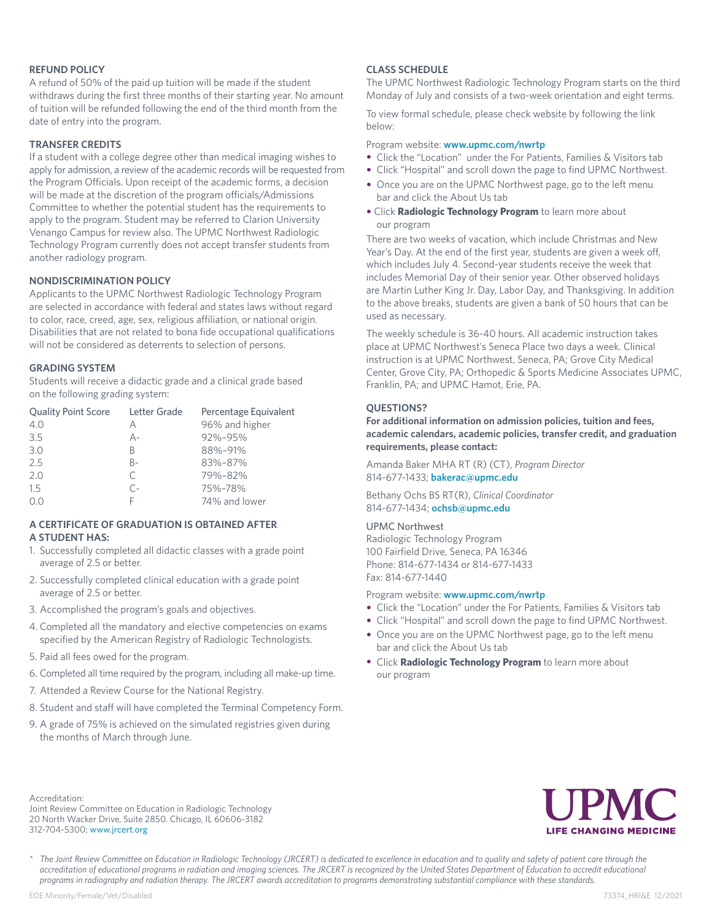## REFUND POLICY

A refund of 50% of the paid up tuition will be made if the student withdraws during the first three months of their starting year. No amount of tuition will be refunded following the end of the third month from the date of entry into the program.

## TRANSFER CREDITS

If a student with a college degree other than medical imaging wishes to apply for admission, a review of the academic records will be requested from the Program Officials. Upon receipt of the academic forms, a decision will be made at the discretion of the program officials/Admissions Committee to whether the potential student has the requirements to apply to the program. Student may be referred to Clarion University Venango Campus for review also. The UPMC Northwest Radiologic Technology Program currently does not accept transfer students from another radiology program.

## NONDISCRIMINATION POLICY

Applicants to the UPMC Northwest Radiologic Technology Program are selected in accordance with federal and states laws without regard to color, race, creed, age, sex, religious affiliation, or national origin. Disabilities that are not related to bona fide occupational qualifications will not be considered as deterrents to selection of persons.

## GRADING SYSTEM

Students will receive a didactic grade and a clinical grade based on the following grading system:

| Quality Point Score | Letter Grade | Percentage Equivalent |
|---|---|---|
| 4.0 | A | 96% and higher |
| 3.5 | A- | 92%–95% |
| 3.0 | B | 88%–91% |
| 2.5 | B- | 83%–87% |
| 2.0 | C | 79%–82% |
| 1.5 | C- | 75%–78% |
| 0.0 | F | 74% and lower |

## A CERTIFICATE OF GRADUATION IS OBTAINED AFTER A STUDENT HAS:

1. Successfully completed all didactic classes with a grade point average of 2.5 or better.
2. Successfully completed clinical education with a grade point average of 2.5 or better.
3. Accomplished the program's goals and objectives.
4. Completed all the mandatory and elective competencies on exams specified by the American Registry of Radiologic Technologists.
5. Paid all fees owed for the program.
6. Completed all time required by the program, including all make-up time.
7. Attended a Review Course for the National Registry.
8. Student and staff will have completed the Terminal Competency Form.
9. A grade of 75% is achieved on the simulated registries given during the months of March through June.

## CLASS SCHEDULE

The UPMC Northwest Radiologic Technology Program starts on the third Monday of July and consists of a two-week orientation and eight terms.

To view formal schedule, please check website by following the link below:

Program website: **www.upmc.com/nwrtp**

- Click the "Location" under the For Patients, Families & Visitors tab
- Click "Hospital" and scroll down the page to find UPMC Northwest.
- Once you are on the UPMC Northwest page, go to the left menu bar and click the About Us tab
- Click **Radiologic Technology Program** to learn more about our program

There are two weeks of vacation, which include Christmas and New Year's Day. At the end of the first year, students are given a week off, which includes July 4. Second-year students receive the week that includes Memorial Day of their senior year. Other observed holidays are Martin Luther King Jr. Day, Labor Day, and Thanksgiving. In addition to the above breaks, students are given a bank of 50 hours that can be used as necessary.

The weekly schedule is 36-40 hours. All academic instruction takes place at UPMC Northwest's Seneca Place two days a week. Clinical instruction is at UPMC Northwest, Seneca, PA; Grove City Medical Center, Grove City, PA; Orthopedic & Sports Medicine Associates UPMC, Franklin, PA; and UPMC Hamot, Erie, PA.

## QUESTIONS?

**For additional information on admission policies, tuition and fees, academic calendars, academic policies, transfer credit, and graduation requirements, please contact:**

Amanda Baker MHA RT (R) (CT), *Program Director*
814-677-1433; **bakerac@upmc.edu**

Bethany Ochs BS RT(R), *Clinical Coordinator*
814-677-1434; **ochsb@upmc.edu**

UPMC Northwest
Radiologic Technology Program
100 Fairfield Drive, Seneca, PA 16346
Phone: 814-677-1434 or 814-677-1433
Fax: 814-677-1440

Program website: **www.upmc.com/nwrtp**

- Click the "Location" under the For Patients, Families & Visitors tab
- Click "Hospital" and scroll down the page to find UPMC Northwest.
- Once you are on the UPMC Northwest page, go to the left menu bar and click the About Us tab
- Click **Radiologic Technology Program** to learn more about our program

Accreditation:
Joint Review Committee on Education in Radiologic Technology
20 North Wacker Drive, Suite 2850. Chicago, IL 60606-3182
312-704-5300; www.jrcert.org

UPMC
LIFE CHANGING MEDICINE

* *The Joint Review Committee on Education in Radiologic Technology (JRCERT) is dedicated to excellence in education and to quality and safety of patient care through the accreditation of educational programs in radiation and imaging sciences. The JRCERT is recognized by the United States Department of Education to accredit educational programs in radiography and radiation therapy. The JRCERT awards accreditation to programs demonstrating substantial compliance with these standards.*

EOE Minority/Female/Vet/Disabled

73374_HRI&E 12/2021